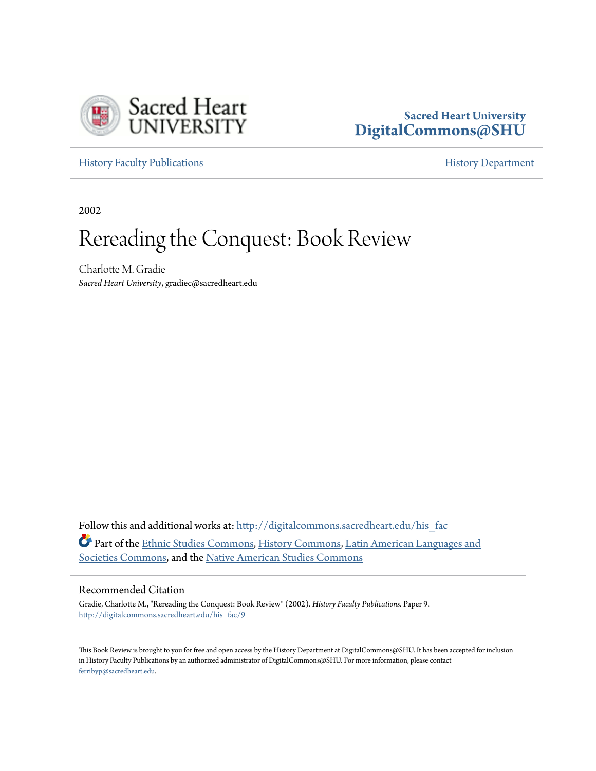Sacred Heart University
DigitalCommons@SHU

History Faculty Publications | History Department

2002

# Rereading the Conquest: Book Review

Charlotte M. Gradie
*Sacred Heart University*, gradiec@sacredheart.edu

Follow this and additional works at: http://digitalcommons.sacredheart.edu/his_fac

Part of the Ethnic Studies Commons, History Commons, Latin American Languages and Societies Commons, and the Native American Studies Commons

## Recommended Citation

Gradie, Charlotte M., "Rereading the Conquest: Book Review" (2002). *History Faculty Publications.* Paper 9.
http://digitalcommons.sacredheart.edu/his_fac/9

This Book Review is brought to you for free and open access by the History Department at DigitalCommons@SHU. It has been accepted for inclusion in History Faculty Publications by an authorized administrator of DigitalCommons@SHU. For more information, please contact ferribyp@sacredheart.edu.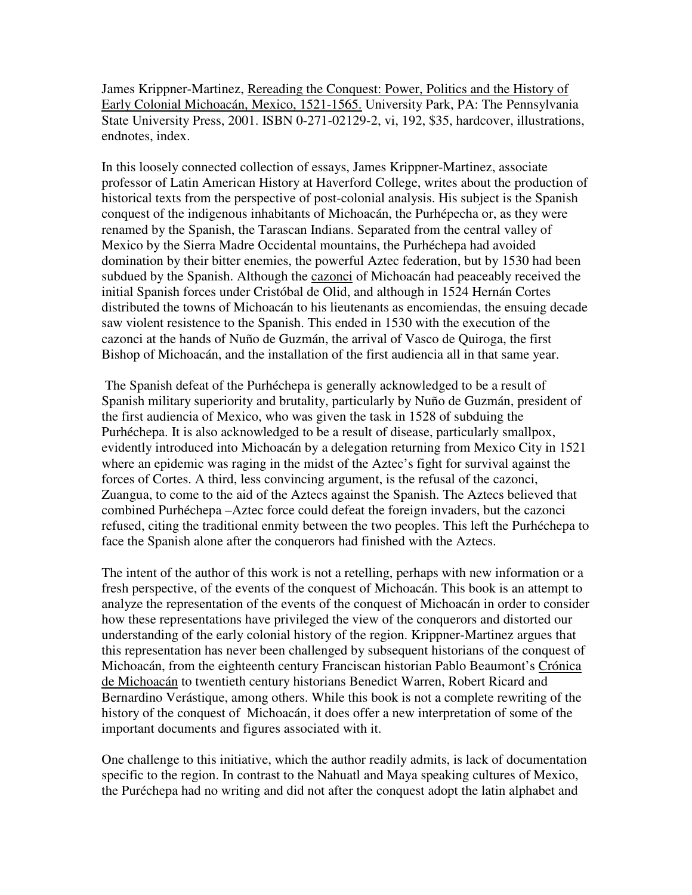James Krippner-Martinez, Rereading the Conquest: Power, Politics and the History of Early Colonial Michoacán, Mexico, 1521-1565. University Park, PA: The Pennsylvania State University Press, 2001. ISBN 0-271-02129-2, vi, 192, $35, hardcover, illustrations, endnotes, index.

In this loosely connected collection of essays, James Krippner-Martinez, associate professor of Latin American History at Haverford College, writes about the production of historical texts from the perspective of post-colonial analysis. His subject is the Spanish conquest of the indigenous inhabitants of Michoacán, the Purhépecha or, as they were renamed by the Spanish, the Tarascan Indians. Separated from the central valley of Mexico by the Sierra Madre Occidental mountains, the Purhéchepa had avoided domination by their bitter enemies, the powerful Aztec federation, but by 1530 had been subdued by the Spanish. Although the cazonci of Michoacán had peaceably received the initial Spanish forces under Cristóbal de Olid, and although in 1524 Hernán Cortes distributed the towns of Michoacán to his lieutenants as encomiendas, the ensuing decade saw violent resistence to the Spanish. This ended in 1530 with the execution of the cazonci at the hands of Nuño de Guzmán, the arrival of Vasco de Quiroga, the first Bishop of Michoacán, and the installation of the first audiencia all in that same year.

The Spanish defeat of the Purhéchepa is generally acknowledged to be a result of Spanish military superiority and brutality, particularly by Nuño de Guzmán, president of the first audiencia of Mexico, who was given the task in 1528 of subduing the Purhéchepa. It is also acknowledged to be a result of disease, particularly smallpox, evidently introduced into Michoacán by a delegation returning from Mexico City in 1521 where an epidemic was raging in the midst of the Aztec's fight for survival against the forces of Cortes. A third, less convincing argument, is the refusal of the cazonci, Zuangua, to come to the aid of the Aztecs against the Spanish. The Aztecs believed that combined Purhéchepa –Aztec force could defeat the foreign invaders, but the cazonci refused, citing the traditional enmity between the two peoples. This left the Purhéchepa to face the Spanish alone after the conquerors had finished with the Aztecs.

The intent of the author of this work is not a retelling, perhaps with new information or a fresh perspective, of the events of the conquest of Michoacán. This book is an attempt to analyze the representation of the events of the conquest of Michoacán in order to consider how these representations have privileged the view of the conquerors and distorted our understanding of the early colonial history of the region. Krippner-Martinez argues that this representation has never been challenged by subsequent historians of the conquest of Michoacán, from the eighteenth century Franciscan historian Pablo Beaumont's Crónica de Michoacán to twentieth century historians Benedict Warren, Robert Ricard and Bernardino Verástique, among others. While this book is not a complete rewriting of the history of the conquest of Michoacán, it does offer a new interpretation of some of the important documents and figures associated with it.

One challenge to this initiative, which the author readily admits, is lack of documentation specific to the region. In contrast to the Nahuatl and Maya speaking cultures of Mexico, the Puréchepa had no writing and did not after the conquest adopt the latin alphabet and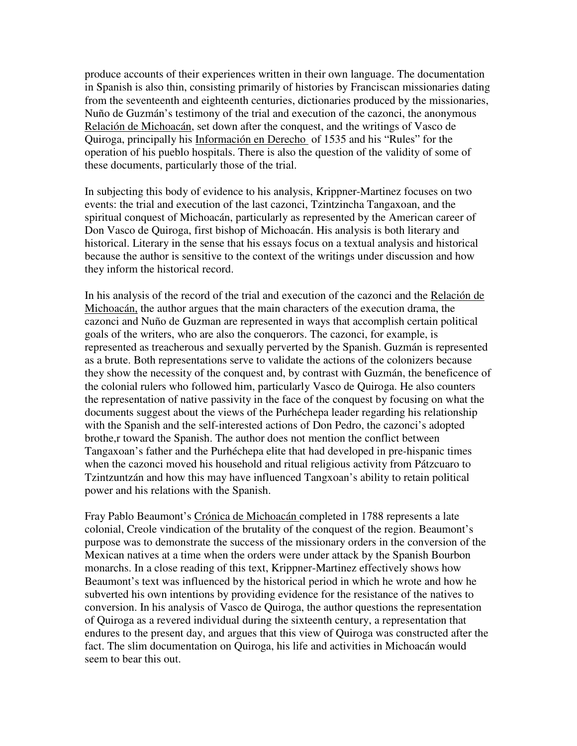produce accounts of their experiences written in their own language. The documentation in Spanish is also thin, consisting primarily of histories by Franciscan missionaries dating from the seventeenth and eighteenth centuries, dictionaries produced by the missionaries, Nuño de Guzmán's testimony of the trial and execution of the cazonci, the anonymous Relación de Michoacán, set down after the conquest, and the writings of Vasco de Quiroga, principally his Información en Derecho of 1535 and his "Rules" for the operation of his pueblo hospitals. There is also the question of the validity of some of these documents, particularly those of the trial.

In subjecting this body of evidence to his analysis, Krippner-Martinez focuses on two events: the trial and execution of the last cazonci, Tzintzincha Tangaxoan, and the spiritual conquest of Michoacán, particularly as represented by the American career of Don Vasco de Quiroga, first bishop of Michoacán. His analysis is both literary and historical. Literary in the sense that his essays focus on a textual analysis and historical because the author is sensitive to the context of the writings under discussion and how they inform the historical record.

In his analysis of the record of the trial and execution of the cazonci and the Relación de Michoacán, the author argues that the main characters of the execution drama, the cazonci and Nuño de Guzman are represented in ways that accomplish certain political goals of the writers, who are also the conquerors. The cazonci, for example, is represented as treacherous and sexually perverted by the Spanish. Guzmán is represented as a brute. Both representations serve to validate the actions of the colonizers because they show the necessity of the conquest and, by contrast with Guzmán, the beneficence of the colonial rulers who followed him, particularly Vasco de Quiroga. He also counters the representation of native passivity in the face of the conquest by focusing on what the documents suggest about the views of the Purhéchepa leader regarding his relationship with the Spanish and the self-interested actions of Don Pedro, the cazonci's adopted brothe,r toward the Spanish. The author does not mention the conflict between Tangaxoan's father and the Purhéchepa elite that had developed in pre-hispanic times when the cazonci moved his household and ritual religious activity from Pátzcuaro to Tzintzuntzán and how this may have influenced Tangxoan's ability to retain political power and his relations with the Spanish.

Fray Pablo Beaumont's Crónica de Michoacán completed in 1788 represents a late colonial, Creole vindication of the brutality of the conquest of the region. Beaumont's purpose was to demonstrate the success of the missionary orders in the conversion of the Mexican natives at a time when the orders were under attack by the Spanish Bourbon monarchs. In a close reading of this text, Krippner-Martinez effectively shows how Beaumont's text was influenced by the historical period in which he wrote and how he subverted his own intentions by providing evidence for the resistance of the natives to conversion. In his analysis of Vasco de Quiroga, the author questions the representation of Quiroga as a revered individual during the sixteenth century, a representation that endures to the present day, and argues that this view of Quiroga was constructed after the fact. The slim documentation on Quiroga, his life and activities in Michoacán would seem to bear this out.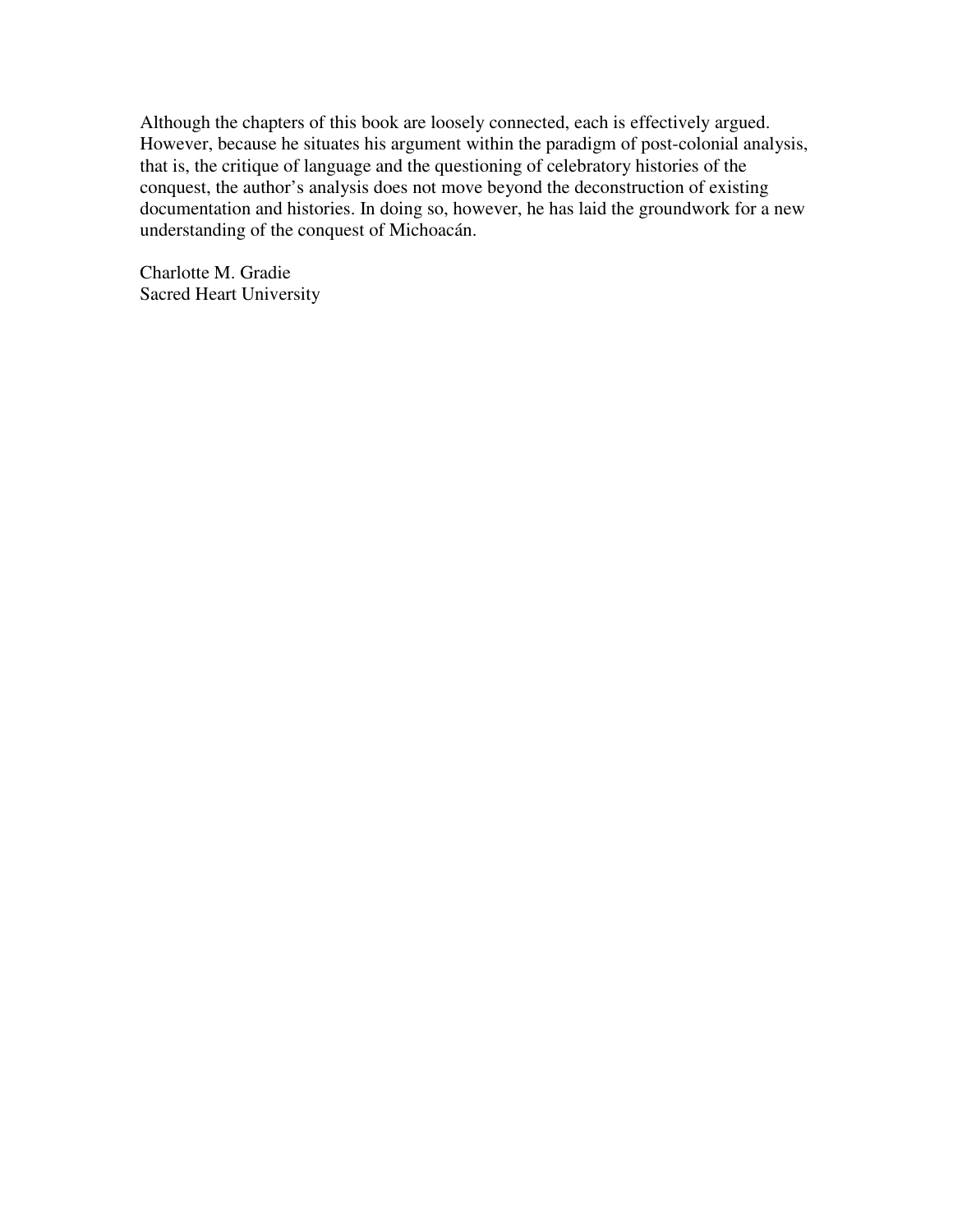Although the chapters of this book are loosely connected, each is effectively argued. However, because he situates his argument within the paradigm of post-colonial analysis, that is, the critique of language and the questioning of celebratory histories of the conquest, the author's analysis does not move beyond the deconstruction of existing documentation and histories. In doing so, however, he has laid the groundwork for a new understanding of the conquest of Michoacán.

Charlotte M. Gradie
Sacred Heart University